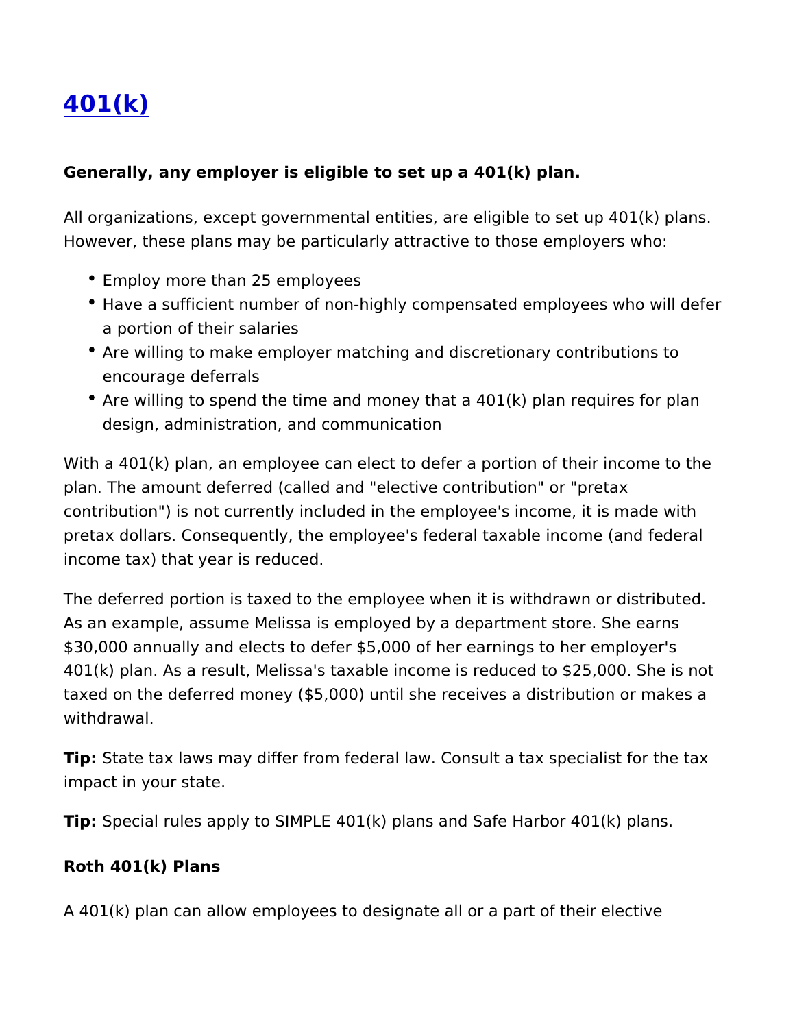# [401(k)]()

**Generally, any employer is eligible to set up a 401(k) plan.**

All organizations, except governmental entities, are eligible to set up 401(k) plans. However, these plans may be particularly attractive to those employers who:

- Employ more than 25 employees
- Have a sufficient number of non-highly compensated employees who will defer a portion of their salaries
- Are willing to make employer matching and discretionary contributions to encourage deferrals
- Are willing to spend the time and money that a 401(k) plan requires for plan design, administration, and communication

With a 401(k) plan, an employee can elect to defer a portion of their income to the plan. The amount deferred (called and "elective contribution" or "pretax contribution") is not currently included in the employee's income, it is made with pretax dollars. Consequently, the employee's federal taxable income (and federal income tax) that year is reduced.

The deferred portion is taxed to the employee when it is withdrawn or distributed. As an example, assume Melissa is employed by a department store. She earns $30,000 annually and elects to defer $5,000 of her earnings to her employer's 401(k) plan. As a result, Melissa's taxable income is reduced to $25,000. She is not taxed on the deferred money ($5,000) until she receives a distribution or makes a withdrawal.

**Tip:** State tax laws may differ from federal law. Consult a tax specialist for the tax impact in your state.

**Tip:** Special rules apply to SIMPLE 401(k) plans and Safe Harbor 401(k) plans.

**Roth 401(k) Plans**

A 401(k) plan can allow employees to designate all or a part of their elective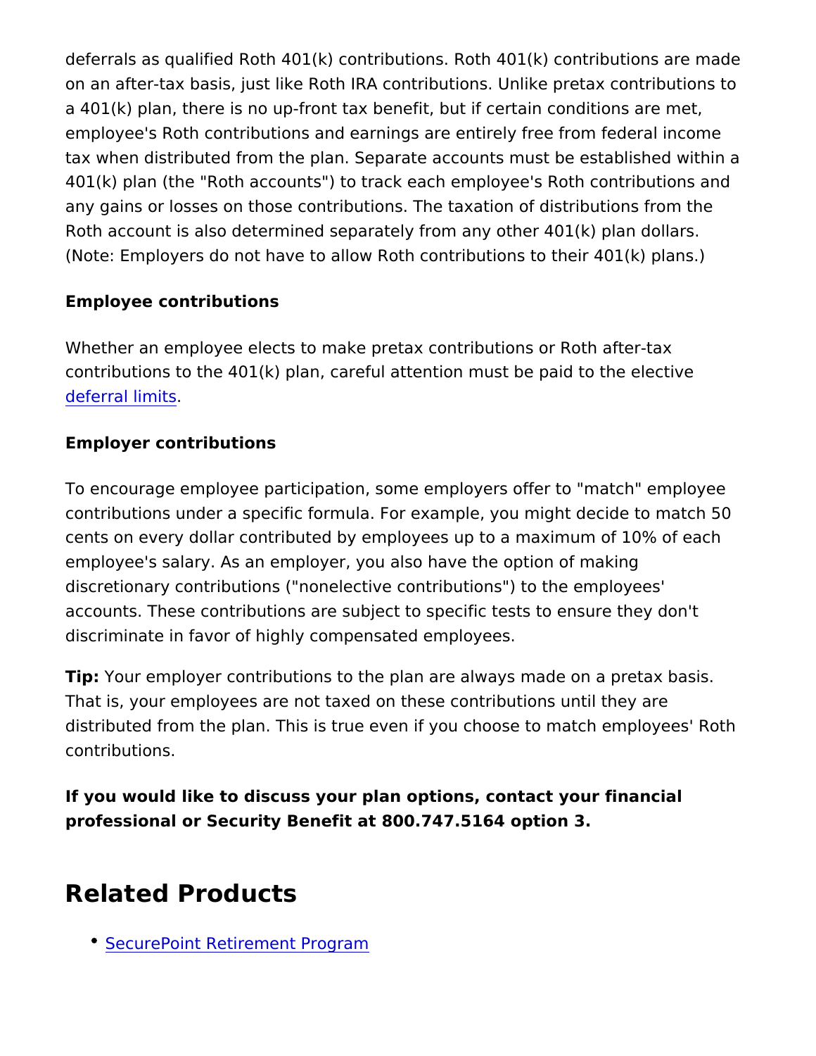deferrals as qualified Roth 401(k) contributions. Roth 401(k) contributions are made on an after-tax basis, just like Roth IRA contributions. Unlike pretax contributions to a 401(k) plan, there is no up-front tax benefit, but if certain conditions are met, employee's Roth contributions and earnings are entirely free from federal income tax when distributed from the plan. Separate accounts must be established within a 401(k) plan (the "Roth accounts") to track each employee's Roth contributions and any gains or losses on those contributions. The taxation of distributions from the Roth account is also determined separately from any other 401(k) plan dollars. (Note: Employers do not have to allow Roth contributions to their 401(k) plans.)

**Employee contributions**

Whether an employee elects to make pretax contributions or Roth after-tax contributions to the 401(k) plan, careful attention must be paid to the elective deferral limits.

**Employer contributions**

To encourage employee participation, some employers offer to "match" employee contributions under a specific formula. For example, you might decide to match 50 cents on every dollar contributed by employees up to a maximum of 10% of each employee's salary. As an employer, you also have the option of making discretionary contributions ("nonelective contributions") to the employees' accounts. These contributions are subject to specific tests to ensure they don't discriminate in favor of highly compensated employees.

**Tip:** Your employer contributions to the plan are always made on a pretax basis. That is, your employees are not taxed on these contributions until they are distributed from the plan. This is true even if you choose to match employees' Roth contributions.

**If you would like to discuss your plan options, contact your financial professional or Security Benefit at 800.747.5164 option 3.**

# Related Products

- SecurePoint Retirement Program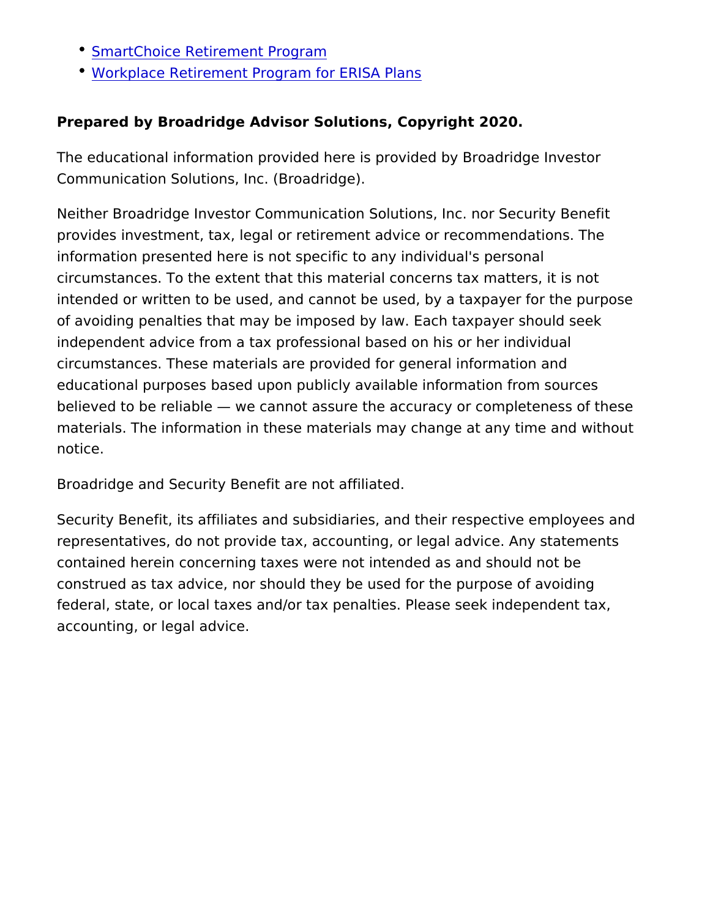- [SmartChoice Retirement Program]
- [Workplace Retirement Program for ERISA Plans]

**Prepared by Broadridge Advisor Solutions, Copyright 2020.**

The educational information provided here is provided by Broadridge Investor Communication Solutions, Inc. (Broadridge).

Neither Broadridge Investor Communication Solutions, Inc. nor Security Benefit provides investment, tax, legal or retirement advice or recommendations. The information presented here is not specific to any individual's personal circumstances. To the extent that this material concerns tax matters, it is not intended or written to be used, and cannot be used, by a taxpayer for the purpose of avoiding penalties that may be imposed by law. Each taxpayer should seek independent advice from a tax professional based on his or her individual circumstances. These materials are provided for general information and educational purposes based upon publicly available information from sources believed to be reliable — we cannot assure the accuracy or completeness of these materials. The information in these materials may change at any time and without notice.

Broadridge and Security Benefit are not affiliated.

Security Benefit, its affiliates and subsidiaries, and their respective employees and representatives, do not provide tax, accounting, or legal advice. Any statements contained herein concerning taxes were not intended as and should not be construed as tax advice, nor should they be used for the purpose of avoiding federal, state, or local taxes and/or tax penalties. Please seek independent tax, accounting, or legal advice.